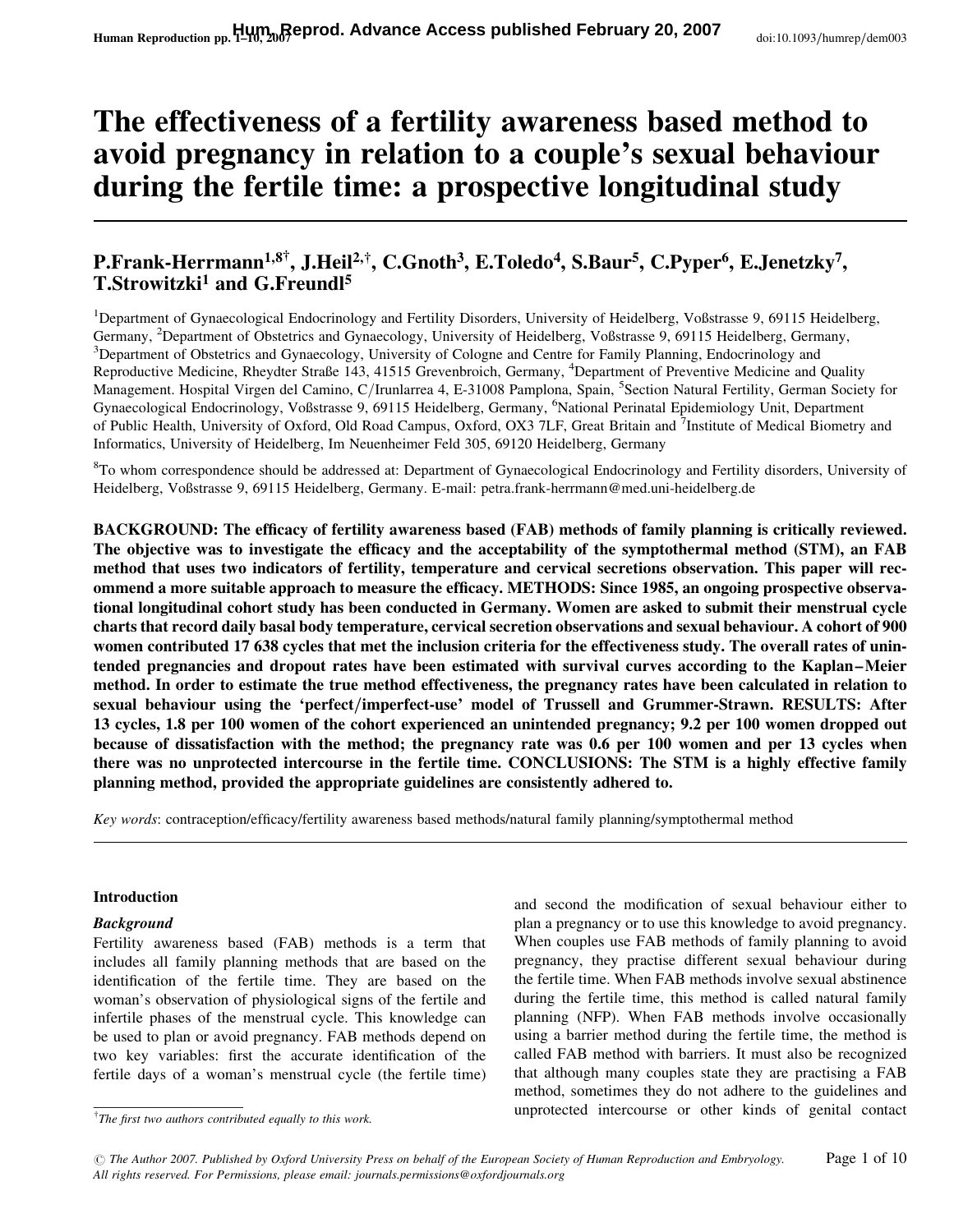# The effectiveness of a fertility awareness based method to avoid pregnancy in relation to a couple's sexual behaviour during the fertile time: a prospective longitudinal study

**P.Frank-Herrmann[1,8†], J.Heil[2,†], C.Gnoth[3], E.Toledo[4], S.Baur[5], C.Pyper[6], E.Jenetzky[7], T.Strowitzki[1] and G.Freundl[5]**

[1]Department of Gynaecological Endocrinology and Fertility Disorders, University of Heidelberg, Voßstrasse 9, 69115 Heidelberg, Germany, [2]Department of Obstetrics and Gynaecology, University of Heidelberg, Voßstrasse 9, 69115 Heidelberg, Germany, [3]Department of Obstetrics and Gynaecology, University of Cologne and Centre for Family Planning, Endocrinology and Reproductive Medicine, Rheydter Straße 143, 41515 Grevenbroich, Germany, [4]Department of Preventive Medicine and Quality Management. Hospital Virgen del Camino, C/Irunlarrea 4, E-31008 Pamplona, Spain, [5]Section Natural Fertility, German Society for Gynaecological Endocrinology, Voßstrasse 9, 69115 Heidelberg, Germany, [6]National Perinatal Epidemiology Unit, Department of Public Health, University of Oxford, Old Road Campus, Oxford, OX3 7LF, Great Britain and [7]Institute of Medical Biometry and Informatics, University of Heidelberg, Im Neuenheimer Feld 305, 69120 Heidelberg, Germany

[8]To whom correspondence should be addressed at: Department of Gynaecological Endocrinology and Fertility disorders, University of Heidelberg, Voßstrasse 9, 69115 Heidelberg, Germany. E-mail: petra.frank-herrmann@med.uni-heidelberg.de

**BACKGROUND: The efficacy of fertility awareness based (FAB) methods of family planning is critically reviewed. The objective was to investigate the efficacy and the acceptability of the symptothermal method (STM), an FAB method that uses two indicators of fertility, temperature and cervical secretions observation. This paper will recommend a more suitable approach to measure the efficacy. METHODS: Since 1985, an ongoing prospective observational longitudinal cohort study has been conducted in Germany. Women are asked to submit their menstrual cycle charts that record daily basal body temperature, cervical secretion observations and sexual behaviour. A cohort of 900 women contributed 17 638 cycles that met the inclusion criteria for the effectiveness study. The overall rates of unintended pregnancies and dropout rates have been estimated with survival curves according to the Kaplan–Meier method. In order to estimate the true method effectiveness, the pregnancy rates have been calculated in relation to sexual behaviour using the 'perfect/imperfect-use' model of Trussell and Grummer-Strawn. RESULTS: After 13 cycles, 1.8 per 100 women of the cohort experienced an unintended pregnancy; 9.2 per 100 women dropped out because of dissatisfaction with the method; the pregnancy rate was 0.6 per 100 women and per 13 cycles when there was no unprotected intercourse in the fertile time. CONCLUSIONS: The STM is a highly effective family planning method, provided the appropriate guidelines are consistently adhered to.**

*Key words*: contraception/efficacy/fertility awareness based methods/natural family planning/symptothermal method

## Introduction

### *Background*

Fertility awareness based (FAB) methods is a term that includes all family planning methods that are based on the identification of the fertile time. They are based on the woman's observation of physiological signs of the fertile and infertile phases of the menstrual cycle. This knowledge can be used to plan or avoid pregnancy. FAB methods depend on two key variables: first the accurate identification of the fertile days of a woman's menstrual cycle (the fertile time) and second the modification of sexual behaviour either to plan a pregnancy or to use this knowledge to avoid pregnancy. When couples use FAB methods of family planning to avoid pregnancy, they practise different sexual behaviour during the fertile time. When FAB methods involve sexual abstinence during the fertile time, this method is called natural family planning (NFP). When FAB methods involve occasionally using a barrier method during the fertile time, the method is called FAB method with barriers. It must also be recognized that although many couples state they are practising a FAB method, sometimes they do not adhere to the guidelines and unprotected intercourse or other kinds of genital contact

†*The first two authors contributed equally to this work.*

© The Author 2007. Published by Oxford University Press on behalf of the European Society of Human Reproduction and Embryology. All rights reserved. For Permissions, please email: journals.permissions@oxfordjournals.org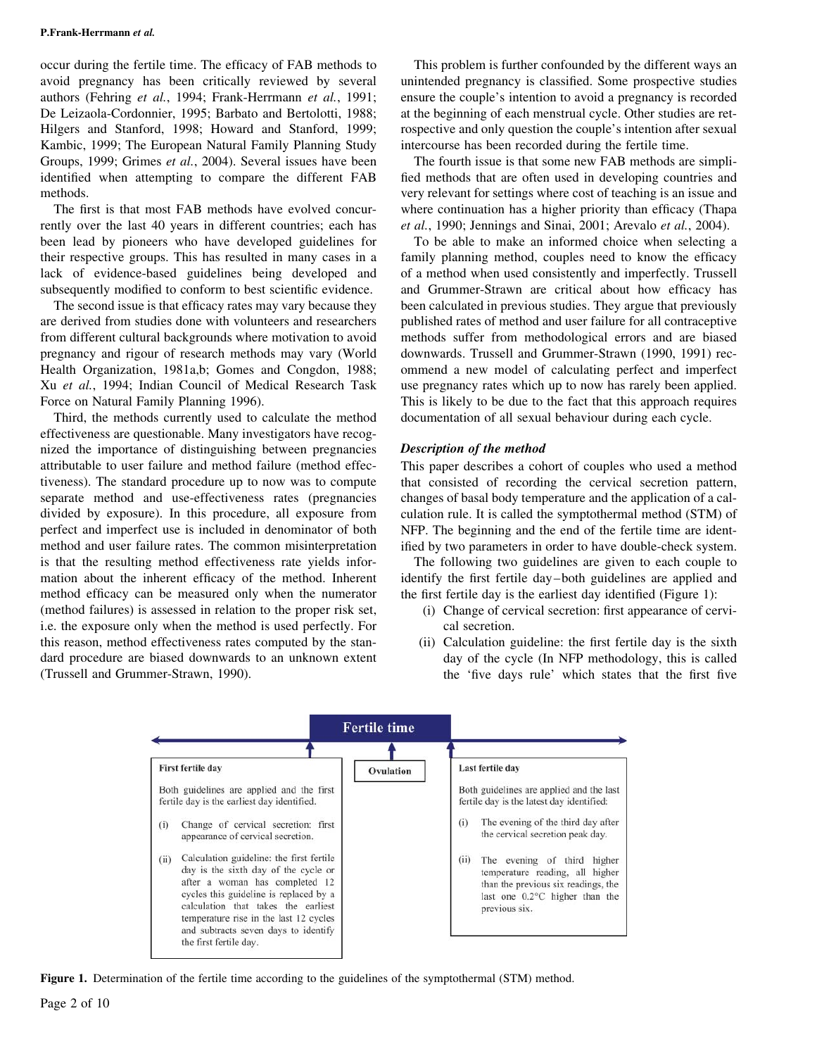occur during the fertile time. The efficacy of FAB methods to avoid pregnancy has been critically reviewed by several authors (Fehring *et al.*, 1994; Frank-Herrmann *et al.*, 1991; De Leizaola-Cordonnier, 1995; Barbato and Bertolotti, 1988; Hilgers and Stanford, 1998; Howard and Stanford, 1999; Kambic, 1999; The European Natural Family Planning Study Groups, 1999; Grimes *et al.*, 2004). Several issues have been identified when attempting to compare the different FAB methods.

The first is that most FAB methods have evolved concurrently over the last 40 years in different countries; each has been lead by pioneers who have developed guidelines for their respective groups. This has resulted in many cases in a lack of evidence-based guidelines being developed and subsequently modified to conform to best scientific evidence.

The second issue is that efficacy rates may vary because they are derived from studies done with volunteers and researchers from different cultural backgrounds where motivation to avoid pregnancy and rigour of research methods may vary (World Health Organization, 1981a,b; Gomes and Congdon, 1988; Xu *et al.*, 1994; Indian Council of Medical Research Task Force on Natural Family Planning 1996).

Third, the methods currently used to calculate the method effectiveness are questionable. Many investigators have recognized the importance of distinguishing between pregnancies attributable to user failure and method failure (method effectiveness). The standard procedure up to now was to compute separate method and use-effectiveness rates (pregnancies divided by exposure). In this procedure, all exposure from perfect and imperfect use is included in denominator of both method and user failure rates. The common misinterpretation is that the resulting method effectiveness rate yields information about the inherent efficacy of the method. Inherent method efficacy can be measured only when the numerator (method failures) is assessed in relation to the proper risk set, i.e. the exposure only when the method is used perfectly. For this reason, method effectiveness rates computed by the standard procedure are biased downwards to an unknown extent (Trussell and Grummer-Strawn, 1990).

This problem is further confounded by the different ways an unintended pregnancy is classified. Some prospective studies ensure the couple's intention to avoid a pregnancy is recorded at the beginning of each menstrual cycle. Other studies are retrospective and only question the couple's intention after sexual intercourse has been recorded during the fertile time.

The fourth issue is that some new FAB methods are simplified methods that are often used in developing countries and very relevant for settings where cost of teaching is an issue and where continuation has a higher priority than efficacy (Thapa *et al.*, 1990; Jennings and Sinai, 2001; Arevalo *et al.*, 2004).

To be able to make an informed choice when selecting a family planning method, couples need to know the efficacy of a method when used consistently and imperfectly. Trussell and Grummer-Strawn are critical about how efficacy has been calculated in previous studies. They argue that previously published rates of method and user failure for all contraceptive methods suffer from methodological errors and are biased downwards. Trussell and Grummer-Strawn (1990, 1991) recommend a new model of calculating perfect and imperfect use pregnancy rates which up to now has rarely been applied. This is likely to be due to the fact that this approach requires documentation of all sexual behaviour during each cycle.

### *Description of the method*

This paper describes a cohort of couples who used a method that consisted of recording the cervical secretion pattern, changes of basal body temperature and the application of a calculation rule. It is called the symptothermal method (STM) of NFP. The beginning and the end of the fertile time are identified by two parameters in order to have double-check system.

The following two guidelines are given to each couple to identify the first fertile day – both guidelines are applied and the first fertile day is the earliest day identified (Figure 1):

- (i) Change of cervical secretion: first appearance of cervical secretion.
- (ii) Calculation guideline: the first fertile day is the sixth day of the cycle (In NFP methodology, this is called the 'five days rule' which states that the first five

Fertile time

First fertile day

Both guidelines are applied and the first fertile day is the earliest day identified.

(i) Change of cervical secretion: first appearance of cervical secretion.

(ii) Calculation guideline: the first fertile day is the sixth day of the cycle or after a woman has completed 12 cycles this guideline is replaced by a calculation that takes the earliest temperature rise in the last 12 cycles and subtracts seven days to identify the first fertile day.

Ovulation

Last fertile day

Both guidelines are applied and the last fertile day is the latest day identified:

(i) The evening of the third day after the cervical secretion peak day.

(ii) The evening of third higher temperature reading, all higher than the previous six readings, the last one 0.2°C higher than the previous six.

**Figure 1.** Determination of the fertile time according to the guidelines of the symptothermal (STM) method.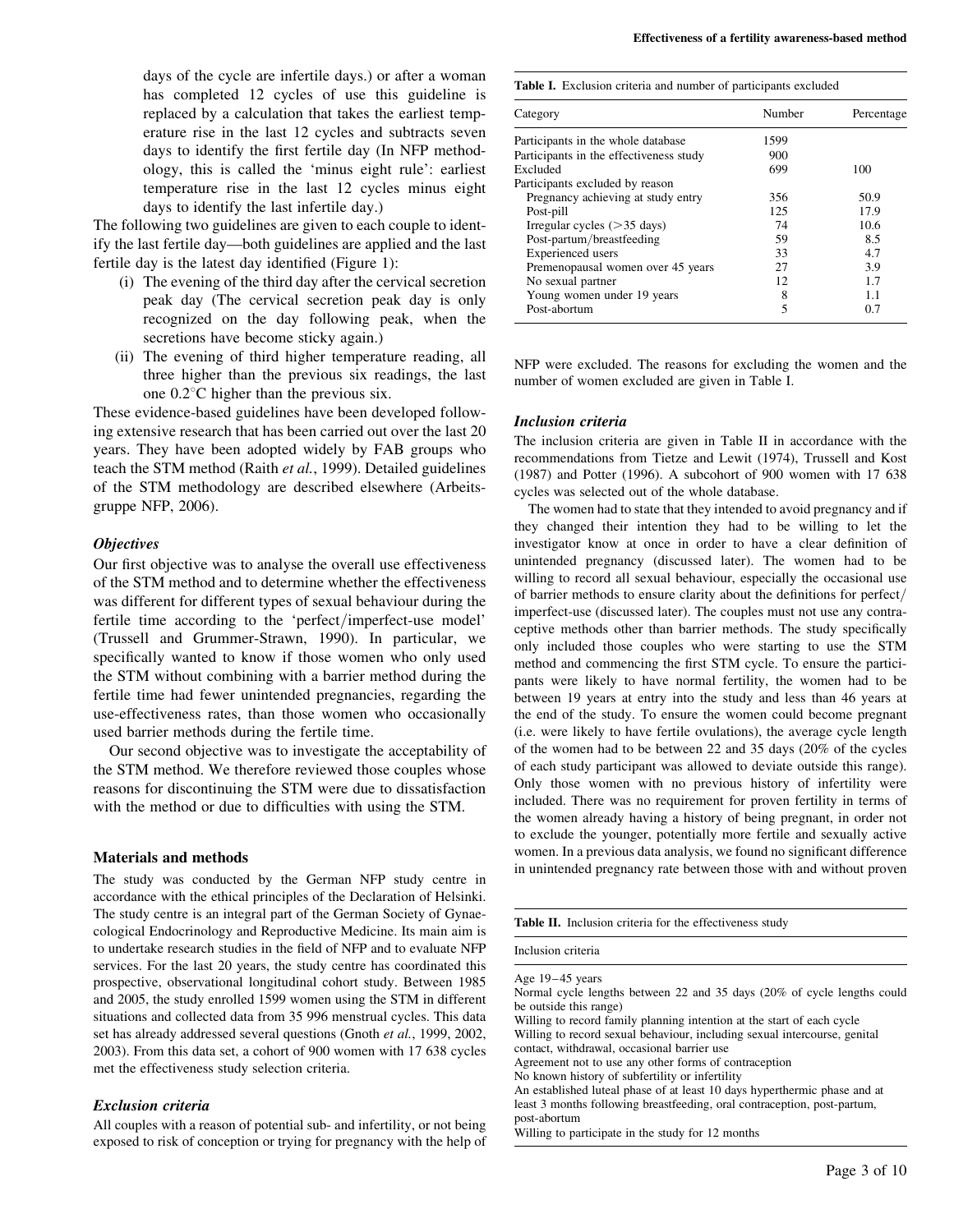days of the cycle are infertile days.) or after a woman has completed 12 cycles of use this guideline is replaced by a calculation that takes the earliest temperature rise in the last 12 cycles and subtracts seven days to identify the first fertile day (In NFP methodology, this is called the 'minus eight rule': earliest temperature rise in the last 12 cycles minus eight days to identify the last infertile day.)

The following two guidelines are given to each couple to identify the last fertile day—both guidelines are applied and the last fertile day is the latest day identified (Figure 1):

(i) The evening of the third day after the cervical secretion peak day (The cervical secretion peak day is only recognized on the day following peak, when the secretions have become sticky again.)

(ii) The evening of third higher temperature reading, all three higher than the previous six readings, the last one 0.2°C higher than the previous six.

These evidence-based guidelines have been developed following extensive research that has been carried out over the last 20 years. They have been adopted widely by FAB groups who teach the STM method (Raith *et al.*, 1999). Detailed guidelines of the STM methodology are described elsewhere (Arbeitsgruppe NFP, 2006).

### *Objectives*

Our first objective was to analyse the overall use effectiveness of the STM method and to determine whether the effectiveness was different for different types of sexual behaviour during the fertile time according to the 'perfect/imperfect-use model' (Trussell and Grummer-Strawn, 1990). In particular, we specifically wanted to know if those women who only used the STM without combining with a barrier method during the fertile time had fewer unintended pregnancies, regarding the use-effectiveness rates, than those women who occasionally used barrier methods during the fertile time.

Our second objective was to investigate the acceptability of the STM method. We therefore reviewed those couples whose reasons for discontinuing the STM were due to dissatisfaction with the method or due to difficulties with using the STM.

## Materials and methods

The study was conducted by the German NFP study centre in accordance with the ethical principles of the Declaration of Helsinki. The study centre is an integral part of the German Society of Gynaecological Endocrinology and Reproductive Medicine. Its main aim is to undertake research studies in the field of NFP and to evaluate NFP services. For the last 20 years, the study centre has coordinated this prospective, observational longitudinal cohort study. Between 1985 and 2005, the study enrolled 1599 women using the STM in different situations and collected data from 35 996 menstrual cycles. This data set has already addressed several questions (Gnoth *et al.*, 1999, 2002, 2003). From this data set, a cohort of 900 women with 17 638 cycles met the effectiveness study selection criteria.

### *Exclusion criteria*

All couples with a reason of potential sub- and infertility, or not being exposed to risk of conception or trying for pregnancy with the help of NFP were excluded. The reasons for excluding the women and the number of women excluded are given in Table I.

**Table I.** Exclusion criteria and number of participants excluded

| Category | Number | Percentage |
|---|---|---|
| Participants in the whole database | 1599 | |
| Participants in the effectiveness study | 900 | |
| Excluded | 699 | 100 |
| Participants excluded by reason | | |
| Pregnancy achieving at study entry | 356 | 50.9 |
| Post-pill | 125 | 17.9 |
| Irregular cycles (>35 days) | 74 | 10.6 |
| Post-partum/breastfeeding | 59 | 8.5 |
| Experienced users | 33 | 4.7 |
| Premenopausal women over 45 years | 27 | 3.9 |
| No sexual partner | 12 | 1.7 |
| Young women under 19 years | 8 | 1.1 |
| Post-abortum | 5 | 0.7 |

### *Inclusion criteria*

The inclusion criteria are given in Table II in accordance with the recommendations from Tietze and Lewit (1974), Trussell and Kost (1987) and Potter (1996). A subcohort of 900 women with 17 638 cycles was selected out of the whole database.

The women had to state that they intended to avoid pregnancy and if they changed their intention they had to be willing to let the investigator know at once in order to have a clear definition of unintended pregnancy (discussed later). The women had to be willing to record all sexual behaviour, especially the occasional use of barrier methods to ensure clarity about the definitions for perfect/imperfect-use (discussed later). The couples must not use any contraceptive methods other than barrier methods. The study specifically only included those couples who were starting to use the STM method and commencing the first STM cycle. To ensure the participants were likely to have normal fertility, the women had to be between 19 years at entry into the study and less than 46 years at the end of the study. To ensure the women could become pregnant (i.e. were likely to have fertile ovulations), the average cycle length of the women had to be between 22 and 35 days (20% of the cycles of each study participant was allowed to deviate outside this range). Only those women with no previous history of infertility were included. There was no requirement for proven fertility in terms of the women already having a history of being pregnant, in order not to exclude the younger, potentially more fertile and sexually active women. In a previous data analysis, we found no significant difference in unintended pregnancy rate between those with and without proven

**Table II.** Inclusion criteria for the effectiveness study

| Inclusion criteria |
|---|
| Age 19–45 years |
| Normal cycle lengths between 22 and 35 days (20% of cycle lengths could be outside this range) |
| Willing to record family planning intention at the start of each cycle |
| Willing to record sexual behaviour, including sexual intercourse, genital contact, withdrawal, occasional barrier use |
| Agreement not to use any other forms of contraception |
| No known history of subfertility or infertility |
| An established luteal phase of at least 10 days hyperthermic phase and at least 3 months following breastfeeding, oral contraception, post-partum, post-abortum |
| Willing to participate in the study for 12 months |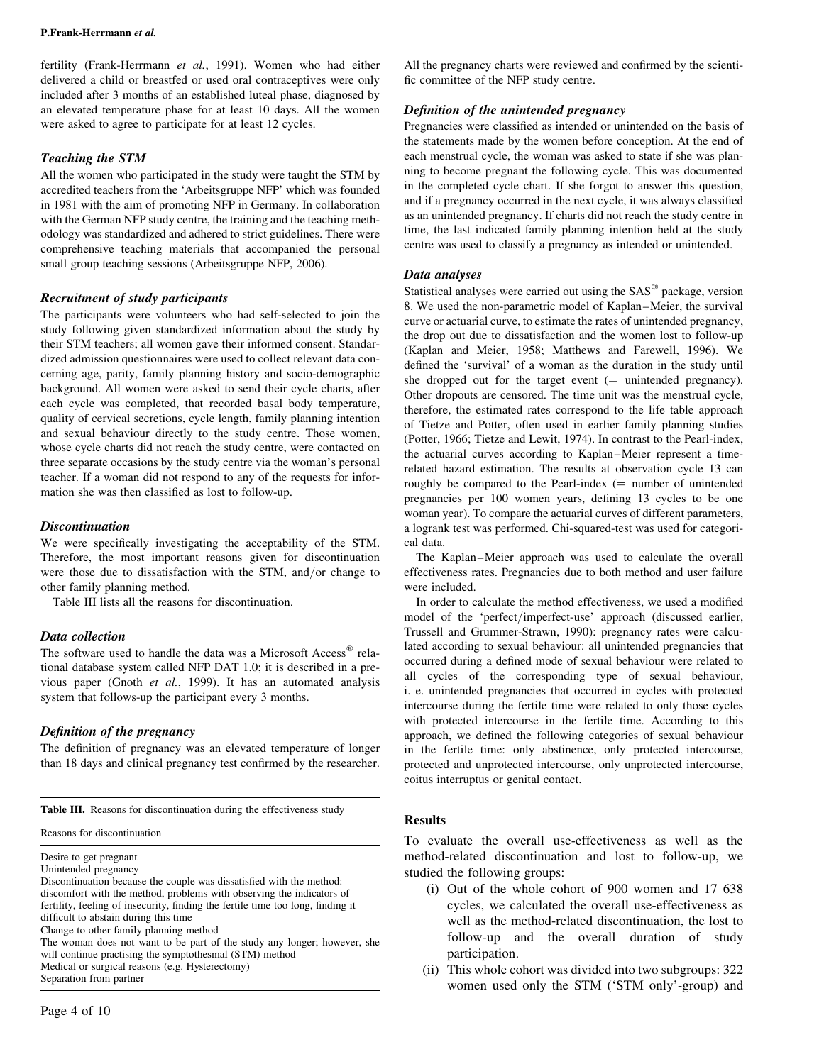fertility (Frank-Herrmann *et al.*, 1991). Women who had either delivered a child or breastfed or used oral contraceptives were only included after 3 months of an established luteal phase, diagnosed by an elevated temperature phase for at least 10 days. All the women were asked to agree to participate for at least 12 cycles.

### *Teaching the STM*

All the women who participated in the study were taught the STM by accredited teachers from the 'Arbeitsgruppe NFP' which was founded in 1981 with the aim of promoting NFP in Germany. In collaboration with the German NFP study centre, the training and the teaching methodology was standardized and adhered to strict guidelines. There were comprehensive teaching materials that accompanied the personal small group teaching sessions (Arbeitsgruppe NFP, 2006).

### *Recruitment of study participants*

The participants were volunteers who had self-selected to join the study following given standardized information about the study by their STM teachers; all women gave their informed consent. Standardized admission questionnaires were used to collect relevant data concerning age, parity, family planning history and socio-demographic background. All women were asked to send their cycle charts, after each cycle was completed, that recorded basal body temperature, quality of cervical secretions, cycle length, family planning intention and sexual behaviour directly to the study centre. Those women, whose cycle charts did not reach the study centre, were contacted on three separate occasions by the study centre via the woman's personal teacher. If a woman did not respond to any of the requests for information she was then classified as lost to follow-up.

### *Discontinuation*

We were specifically investigating the acceptability of the STM. Therefore, the most important reasons given for discontinuation were those due to dissatisfaction with the STM, and/or change to other family planning method.

Table III lists all the reasons for discontinuation.

### *Data collection*

The software used to handle the data was a Microsoft Access® relational database system called NFP DAT 1.0; it is described in a previous paper (Gnoth *et al.*, 1999). It has an automated analysis system that follows-up the participant every 3 months.

### *Definition of the pregnancy*

The definition of pregnancy was an elevated temperature of longer than 18 days and clinical pregnancy test confirmed by the researcher.

**Table III.** Reasons for discontinuation during the effectiveness study

| Reasons for discontinuation |
|---|
| Desire to get pregnant |
| Unintended pregnancy |
| Discontinuation because the couple was dissatisfied with the method: discomfort with the method, problems with observing the indicators of fertility, feeling of insecurity, finding the fertile time too long, finding it difficult to abstain during this time |
| Change to other family planning method |
| The woman does not want to be part of the study any longer; however, she will continue practising the symptothesmal (STM) method |
| Medical or surgical reasons (e.g. Hysterectomy) |
| Separation from partner |

All the pregnancy charts were reviewed and confirmed by the scientific committee of the NFP study centre.

### *Definition of the unintended pregnancy*

Pregnancies were classified as intended or unintended on the basis of the statements made by the women before conception. At the end of each menstrual cycle, the woman was asked to state if she was planning to become pregnant the following cycle. This was documented in the completed cycle chart. If she forgot to answer this question, and if a pregnancy occurred in the next cycle, it was always classified as an unintended pregnancy. If charts did not reach the study centre in time, the last indicated family planning intention held at the study centre was used to classify a pregnancy as intended or unintended.

### *Data analyses*

Statistical analyses were carried out using the SAS® package, version 8. We used the non-parametric model of Kaplan–Meier, the survival curve or actuarial curve, to estimate the rates of unintended pregnancy, the drop out due to dissatisfaction and the women lost to follow-up (Kaplan and Meier, 1958; Matthews and Farewell, 1996). We defined the 'survival' of a woman as the duration in the study until she dropped out for the target event (= unintended pregnancy). Other dropouts are censored. The time unit was the menstrual cycle, therefore, the estimated rates correspond to the life table approach of Tietze and Potter, often used in earlier family planning studies (Potter, 1966; Tietze and Lewit, 1974). In contrast to the Pearl-index, the actuarial curves according to Kaplan–Meier represent a time-related hazard estimation. The results at observation cycle 13 can roughly be compared to the Pearl-index (= number of unintended pregnancies per 100 women years, defining 13 cycles to be one woman year). To compare the actuarial curves of different parameters, a logrank test was performed. Chi-squared-test was used for categorical data.

The Kaplan–Meier approach was used to calculate the overall effectiveness rates. Pregnancies due to both method and user failure were included.

In order to calculate the method effectiveness, we used a modified model of the 'perfect/imperfect-use' approach (discussed earlier, Trussell and Grummer-Strawn, 1990): pregnancy rates were calculated according to sexual behaviour: all unintended pregnancies that occurred during a defined mode of sexual behaviour were related to all cycles of the corresponding type of sexual behaviour, i. e. unintended pregnancies that occurred in cycles with protected intercourse during the fertile time were related to only those cycles with protected intercourse in the fertile time. According to this approach, we defined the following categories of sexual behaviour in the fertile time: only abstinence, only protected intercourse, protected and unprotected intercourse, only unprotected intercourse, coitus interruptus or genital contact.

## Results

To evaluate the overall use-effectiveness as well as the method-related discontinuation and lost to follow-up, we studied the following groups:

(i) Out of the whole cohort of 900 women and 17 638 cycles, we calculated the overall use-effectiveness as well as the method-related discontinuation, the lost to follow-up and the overall duration of study participation.

(ii) This whole cohort was divided into two subgroups: 322 women used only the STM ('STM only'-group) and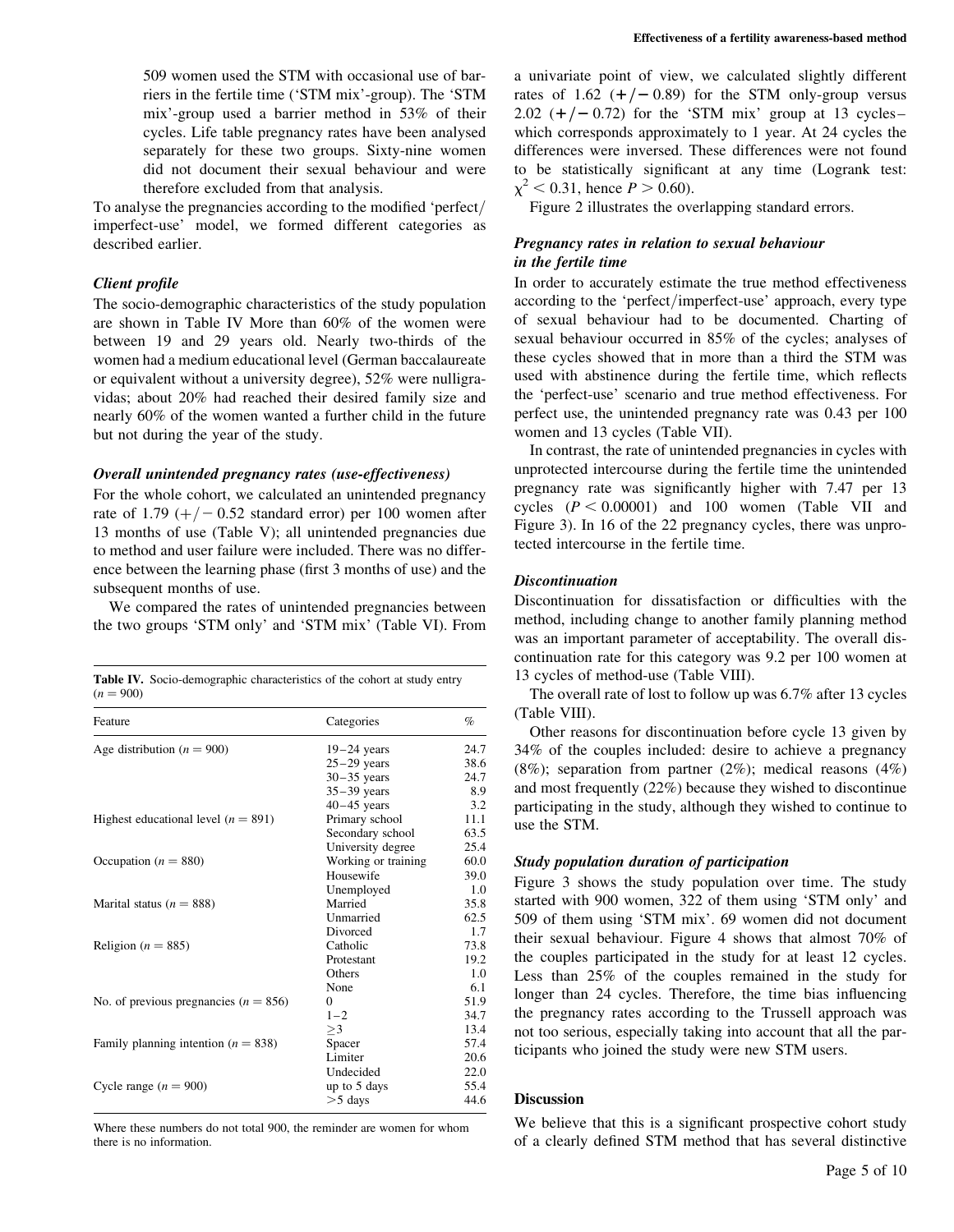509 women used the STM with occasional use of barriers in the fertile time ('STM mix'-group). The 'STM mix'-group used a barrier method in 53% of their cycles. Life table pregnancy rates have been analysed separately for these two groups. Sixty-nine women did not document their sexual behaviour and were therefore excluded from that analysis.

To analyse the pregnancies according to the modified 'perfect/imperfect-use' model, we formed different categories as described earlier.

### *Client profile*

The socio-demographic characteristics of the study population are shown in Table IV More than 60% of the women were between 19 and 29 years old. Nearly two-thirds of the women had a medium educational level (German baccalaureate or equivalent without a university degree), 52% were nulligravidas; about 20% had reached their desired family size and nearly 60% of the women wanted a further child in the future but not during the year of the study.

### *Overall unintended pregnancy rates (use-effectiveness)*

For the whole cohort, we calculated an unintended pregnancy rate of 1.79 (+/− 0.52 standard error) per 100 women after 13 months of use (Table V); all unintended pregnancies due to method and user failure were included. There was no difference between the learning phase (first 3 months of use) and the subsequent months of use.

We compared the rates of unintended pregnancies between the two groups 'STM only' and 'STM mix' (Table VI). From a univariate point of view, we calculated slightly different rates of 1.62 (+/− 0.89) for the STM only-group versus 2.02 (+/− 0.72) for the 'STM mix' group at 13 cycles– which corresponds approximately to 1 year. At 24 cycles the differences were inversed. These differences were not found to be statistically significant at any time (Logrank test: $\chi^2 < 0.31$, hence $P > 0.60$).

Figure 2 illustrates the overlapping standard errors.

**Table IV.** Socio-demographic characteristics of the cohort at study entry ($n = 900$)

| Feature | Categories | % |
|---|---|---|
| Age distribution ($n = 900$) | 19–24 years | 24.7 |
| | 25–29 years | 38.6 |
| | 30–35 years | 24.7 |
| | 35–39 years | 8.9 |
| | 40–45 years | 3.2 |
| Highest educational level ($n = 891$) | Primary school | 11.1 |
| | Secondary school | 63.5 |
| | University degree | 25.4 |
| Occupation ($n = 880$) | Working or training | 60.0 |
| | Housewife | 39.0 |
| | Unemployed | 1.0 |
| Marital status ($n = 888$) | Married | 35.8 |
| | Unmarried | 62.5 |
| | Divorced | 1.7 |
| Religion ($n = 885$) | Catholic | 73.8 |
| | Protestant | 19.2 |
| | Others | 1.0 |
| | None | 6.1 |
| No. of previous pregnancies ($n = 856$) | 0 | 51.9 |
| | 1–2 | 34.7 |
| | ≥3 | 13.4 |
| Family planning intention ($n = 838$) | Spacer | 57.4 |
| | Limiter | 20.6 |
| | Undecided | 22.0 |
| Cycle range ($n = 900$) | up to 5 days | 55.4 |
| | >5 days | 44.6 |

Where these numbers do not total 900, the reminder are women for whom there is no information.

### *Pregnancy rates in relation to sexual behaviour in the fertile time*

In order to accurately estimate the true method effectiveness according to the 'perfect/imperfect-use' approach, every type of sexual behaviour had to be documented. Charting of sexual behaviour occurred in 85% of the cycles; analyses of these cycles showed that in more than a third the STM was used with abstinence during the fertile time, which reflects the 'perfect-use' scenario and true method effectiveness. For perfect use, the unintended pregnancy rate was 0.43 per 100 women and 13 cycles (Table VII).

In contrast, the rate of unintended pregnancies in cycles with unprotected intercourse during the fertile time the unintended pregnancy rate was significantly higher with 7.47 per 13 cycles ($P < 0.00001$) and 100 women (Table VII and Figure 3). In 16 of the 22 pregnancy cycles, there was unprotected intercourse in the fertile time.

### *Discontinuation*

Discontinuation for dissatisfaction or difficulties with the method, including change to another family planning method was an important parameter of acceptability. The overall discontinuation rate for this category was 9.2 per 100 women at 13 cycles of method-use (Table VIII).

The overall rate of lost to follow up was 6.7% after 13 cycles (Table VIII).

Other reasons for discontinuation before cycle 13 given by 34% of the couples included: desire to achieve a pregnancy (8%); separation from partner (2%); medical reasons (4%) and most frequently (22%) because they wished to discontinue participating in the study, although they wished to continue to use the STM.

### *Study population duration of participation*

Figure 3 shows the study population over time. The study started with 900 women, 322 of them using 'STM only' and 509 of them using 'STM mix'. 69 women did not document their sexual behaviour. Figure 4 shows that almost 70% of the couples participated in the study for at least 12 cycles. Less than 25% of the couples remained in the study for longer than 24 cycles. Therefore, the time bias influencing the pregnancy rates according to the Trussell approach was not too serious, especially taking into account that all the participants who joined the study were new STM users.

## Discussion

We believe that this is a significant prospective cohort study of a clearly defined STM method that has several distinctive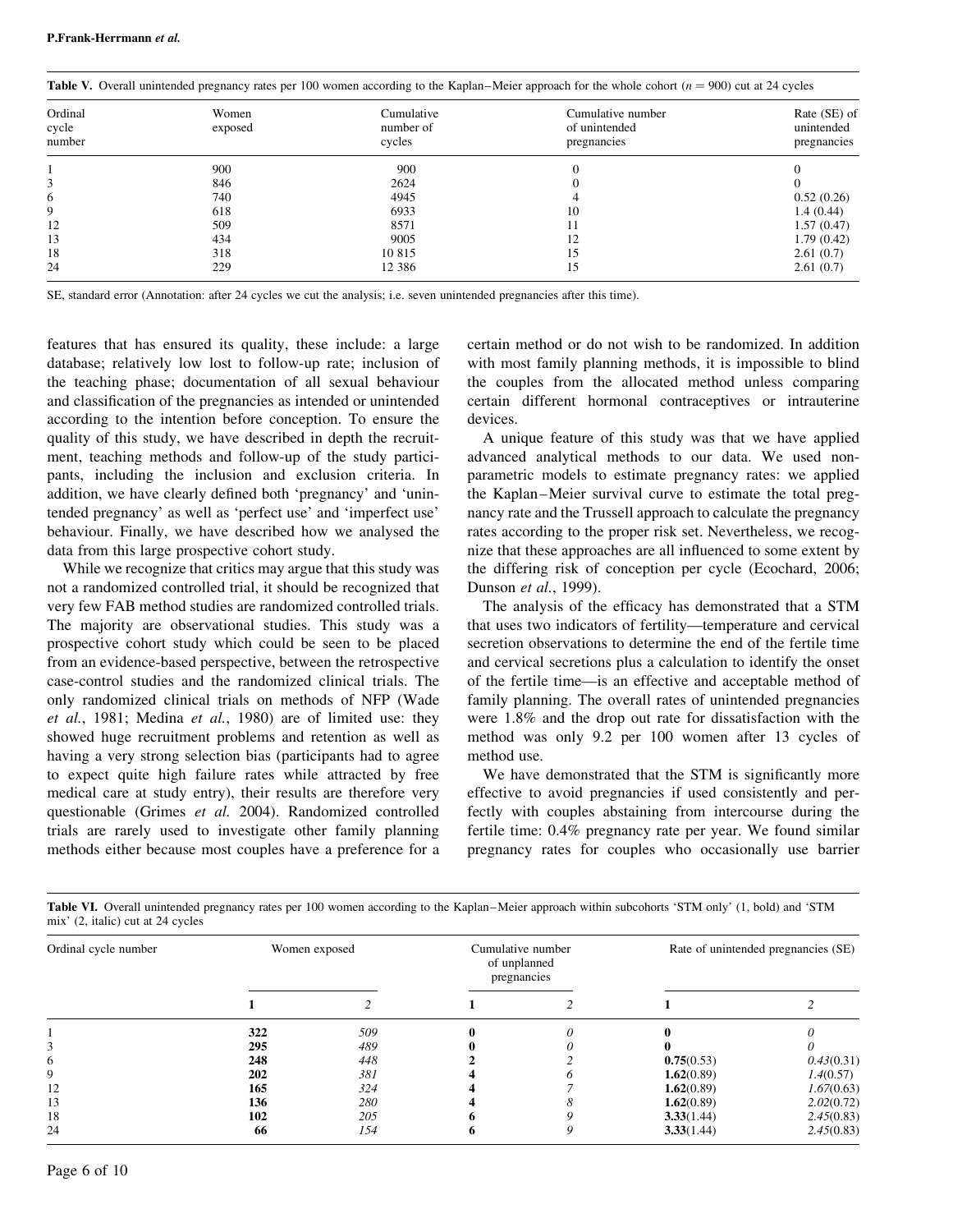**Table V.** Overall unintended pregnancy rates per 100 women according to the Kaplan–Meier approach for the whole cohort ($n = 900$) cut at 24 cycles

| Ordinal cycle number | Women exposed | Cumulative number of cycles | Cumulative number of unintended pregnancies | Rate (SE) of unintended pregnancies |
|---|---|---|---|---|
| 1 | 900 | 900 | 0 | 0 |
| 3 | 846 | 2624 | 0 | 0 |
| 6 | 740 | 4945 | 4 | 0.52 (0.26) |
| 9 | 618 | 6933 | 10 | 1.4 (0.44) |
| 12 | 509 | 8571 | 11 | 1.57 (0.47) |
| 13 | 434 | 9005 | 12 | 1.79 (0.42) |
| 18 | 318 | 10 815 | 15 | 2.61 (0.7) |
| 24 | 229 | 12 386 | 15 | 2.61 (0.7) |

SE, standard error (Annotation: after 24 cycles we cut the analysis; i.e. seven unintended pregnancies after this time).

features that has ensured its quality, these include: a large database; relatively low lost to follow-up rate; inclusion of the teaching phase; documentation of all sexual behaviour and classification of the pregnancies as intended or unintended according to the intention before conception. To ensure the quality of this study, we have described in depth the recruitment, teaching methods and follow-up of the study participants, including the inclusion and exclusion criteria. In addition, we have clearly defined both 'pregnancy' and 'unintended pregnancy' as well as 'perfect use' and 'imperfect use' behaviour. Finally, we have described how we analysed the data from this large prospective cohort study.

While we recognize that critics may argue that this study was not a randomized controlled trial, it should be recognized that very few FAB method studies are randomized controlled trials. The majority are observational studies. This study was a prospective cohort study which could be seen to be placed from an evidence-based perspective, between the retrospective case-control studies and the randomized clinical trials. The only randomized clinical trials on methods of NFP (Wade *et al.*, 1981; Medina *et al.*, 1980) are of limited use: they showed huge recruitment problems and retention as well as having a very strong selection bias (participants had to agree to expect quite high failure rates while attracted by free medical care at study entry), their results are therefore very questionable (Grimes *et al.* 2004). Randomized controlled trials are rarely used to investigate other family planning methods either because most couples have a preference for a certain method or do not wish to be randomized. In addition with most family planning methods, it is impossible to blind the couples from the allocated method unless comparing certain different hormonal contraceptives or intrauterine devices.

A unique feature of this study was that we have applied advanced analytical methods to our data. We used non-parametric models to estimate pregnancy rates: we applied the Kaplan–Meier survival curve to estimate the total pregnancy rate and the Trussell approach to calculate the pregnancy rates according to the proper risk set. Nevertheless, we recognize that these approaches are all influenced to some extent by the differing risk of conception per cycle (Ecochard, 2006; Dunson *et al.*, 1999).

The analysis of the efficacy has demonstrated that a STM that uses two indicators of fertility—temperature and cervical secretion observations to determine the end of the fertile time and cervical secretions plus a calculation to identify the onset of the fertile time—is an effective and acceptable method of family planning. The overall rates of unintended pregnancies were 1.8% and the drop out rate for dissatisfaction with the method was only 9.2 per 100 women after 13 cycles of method use.

We have demonstrated that the STM is significantly more effective to avoid pregnancies if used consistently and perfectly with couples abstaining from intercourse during the fertile time: 0.4% pregnancy rate per year. We found similar pregnancy rates for couples who occasionally use barrier

**Table VI.** Overall unintended pregnancy rates per 100 women according to the Kaplan–Meier approach within subcohorts 'STM only' (1, bold) and 'STM mix' (2, italic) cut at 24 cycles

| Ordinal cycle number | Women exposed | | Cumulative number of unplanned pregnancies | | Rate of unintended pregnancies (SE) | |
|---|---|---|---|---|---|---|
| | **1** | *2* | **1** | *2* | **1** | *2* |
| 1 | **322** | *509* | **0** | *0* | **0** | *0* |
| 3 | **295** | *489* | **0** | *0* | **0** | *0* |
| 6 | **248** | *448* | **2** | *2* | **0.75**(0.53) | *0.43*(0.31) |
| 9 | **202** | *381* | **4** | *6* | **1.62**(0.89) | *1.4*(0.57) |
| 12 | **165** | *324* | **4** | *7* | **1.62**(0.89) | *1.67*(0.63) |
| 13 | **136** | *280* | **4** | *8* | **1.62**(0.89) | *2.02*(0.72) |
| 18 | **102** | *205* | **6** | *9* | **3.33**(1.44) | *2.45*(0.83) |
| 24 | **66** | *154* | **6** | *9* | **3.33**(1.44) | *2.45*(0.83) |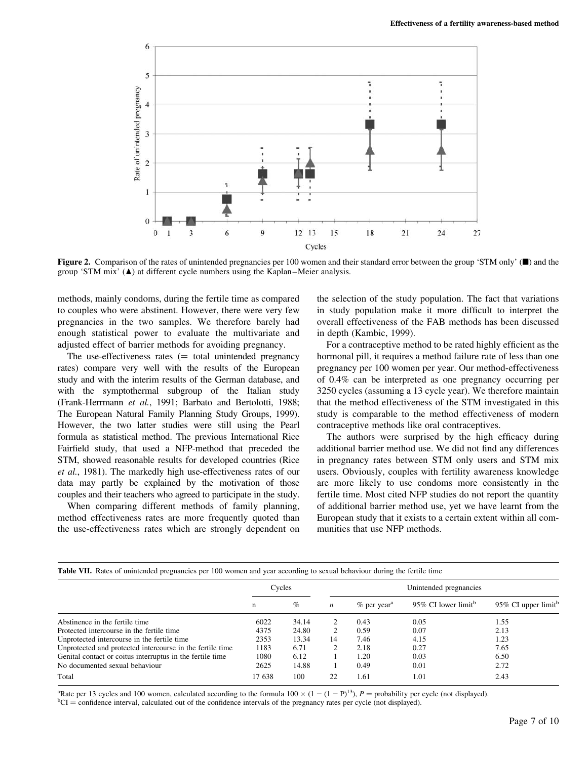Figure 2. Comparison of the rates of unintended pregnancies per 100 women and their standard error between the group 'STM only' (■) and the group 'STM mix' (▲) at different cycle numbers using the Kaplan–Meier analysis.

methods, mainly condoms, during the fertile time as compared to couples who were abstinent. However, there were very few pregnancies in the two samples. We therefore barely had enough statistical power to evaluate the multivariate and adjusted effect of barrier methods for avoiding pregnancy.

The use-effectiveness rates (= total unintended pregnancy rates) compare very well with the results of the European study and with the interim results of the German database, and with the symptothermal subgroup of the Italian study (Frank-Herrmann *et al.*, 1991; Barbato and Bertolotti, 1988; The European Natural Family Planning Study Groups, 1999). However, the two latter studies were still using the Pearl formula as statistical method. The previous International Rice Fairfield study, that used a NFP-method that preceded the STM, showed reasonable results for developed countries (Rice *et al.*, 1981). The markedly high use-effectiveness rates of our data may partly be explained by the motivation of those couples and their teachers who agreed to participate in the study.

When comparing different methods of family planning, method effectiveness rates are more frequently quoted than the use-effectiveness rates which are strongly dependent on the selection of the study population. The fact that variations in study population make it more difficult to interpret the overall effectiveness of the FAB methods has been discussed in depth (Kambic, 1999).

For a contraceptive method to be rated highly efficient as the hormonal pill, it requires a method failure rate of less than one pregnancy per 100 women per year. Our method-effectiveness of 0.4% can be interpreted as one pregnancy occurring per 3250 cycles (assuming a 13 cycle year). We therefore maintain that the method effectiveness of the STM investigated in this study is comparable to the method effectiveness of modern contraceptive methods like oral contraceptives.

The authors were surprised by the high efficacy during additional barrier method use. We did not find any differences in pregnancy rates between STM only users and STM mix users. Obviously, couples with fertility awareness knowledge are more likely to use condoms more consistently in the fertile time. Most cited NFP studies do not report the quantity of additional barrier method use, yet we have learnt from the European study that it exists to a certain extent within all communities that use NFP methods.

**Table VII.** Rates of unintended pregnancies per 100 women and year according to sexual behaviour during the fertile time

| | Cycles | | Unintended pregnancies | | | |
|---|---|---|---|---|---|---|
| | n | % | *n* | % per year[a] | 95% CI lower limit[b] | 95% CI upper limit[b] |
| Abstinence in the fertile time | 6022 | 34.14 | 2 | 0.43 | 0.05 | 1.55 |
| Protected intercourse in the fertile time | 4375 | 24.80 | 2 | 0.59 | 0.07 | 2.13 |
| Unprotected intercourse in the fertile time | 2353 | 13.34 | 14 | 7.46 | 4.15 | 1.23 |
| Unprotected and protected intercourse in the fertile time | 1183 | 6.71 | 2 | 2.18 | 0.27 | 7.65 |
| Genital contact or coitus interruptus in the fertile time | 1080 | 6.12 | 1 | 1.20 | 0.03 | 6.50 |
| No documented sexual behaviour | 2625 | 14.88 | 1 | 0.49 | 0.01 | 2.72 |
| Total | 17 638 | 100 | 22 | 1.61 | 1.01 | 2.43 |

[a]Rate per 13 cycles and 100 women, calculated according to the formula $100 \times (1 - (1 - P)^{13})$, $P$ = probability per cycle (not displayed).
[b]CI = confidence interval, calculated out of the confidence intervals of the pregnancy rates per cycle (not displayed).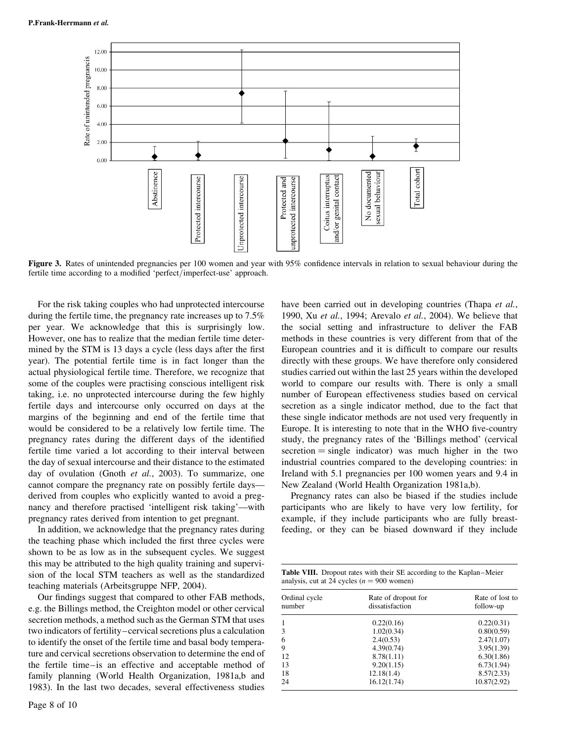**Figure 3.** Rates of unintended pregnancies per 100 women and year with 95% confidence intervals in relation to sexual behaviour during the fertile time according to a modified 'perfect/imperfect-use' approach.

For the risk taking couples who had unprotected intercourse during the fertile time, the pregnancy rate increases up to 7.5% per year. We acknowledge that this is surprisingly low. However, one has to realize that the median fertile time determined by the STM is 13 days a cycle (less days after the first year). The potential fertile time is in fact longer than the actual physiological fertile time. Therefore, we recognize that some of the couples were practising conscious intelligent risk taking, i.e. no unprotected intercourse during the few highly fertile days and intercourse only occurred on days at the margins of the beginning and end of the fertile time that would be considered to be a relatively low fertile time. The pregnancy rates during the different days of the identified fertile time varied a lot according to their interval between the day of sexual intercourse and their distance to the estimated day of ovulation (Gnoth *et al.*, 2003). To summarize, one cannot compare the pregnancy rate on possibly fertile days—derived from couples who explicitly wanted to avoid a pregnancy and therefore practised 'intelligent risk taking'—with pregnancy rates derived from intention to get pregnant.

In addition, we acknowledge that the pregnancy rates during the teaching phase which included the first three cycles were shown to be as low as in the subsequent cycles. We suggest this may be attributed to the high quality training and supervision of the local STM teachers as well as the standardized teaching materials (Arbeitsgruppe NFP, 2004).

Our findings suggest that compared to other FAB methods, e.g. the Billings method, the Creighton model or other cervical secretion methods, a method such as the German STM that uses two indicators of fertility–cervical secretions plus a calculation to identify the onset of the fertile time and basal body temperature and cervical secretions observation to determine the end of the fertile time–is an effective and acceptable method of family planning (World Health Organization, 1981a,b and 1983). In the last two decades, several effectiveness studies have been carried out in developing countries (Thapa *et al.*, 1990, Xu *et al.*, 1994; Arevalo *et al.*, 2004). We believe that the social setting and infrastructure to deliver the FAB methods in these countries is very different from that of the European countries and it is difficult to compare our results directly with these groups. We have therefore only considered studies carried out within the last 25 years within the developed world to compare our results with. There is only a small number of European effectiveness studies based on cervical secretion as a single indicator method, due to the fact that these single indicator methods are not used very frequently in Europe. It is interesting to note that in the WHO five-country study, the pregnancy rates of the 'Billings method' (cervical secretion = single indicator) was much higher in the two industrial countries compared to the developing countries: in Ireland with 5.1 pregnancies per 100 women years and 9.4 in New Zealand (World Health Organization 1981a,b).

Pregnancy rates can also be biased if the studies include participants who are likely to have very low fertility, for example, if they include participants who are fully breastfeeding, or they can be biased downward if they include

**Table VIII.** Dropout rates with their SE according to the Kaplan–Meier analysis, cut at 24 cycles ($n = 900$ women)

| Ordinal cycle number | Rate of dropout for dissatisfaction | Rate of lost to follow-up |
|---|---|---|
| 1 | 0.22(0.16) | 0.22(0.31) |
| 3 | 1.02(0.34) | 0.80(0.59) |
| 6 | 2.4(0.53) | 2.47(1.07) |
| 9 | 4.39(0.74) | 3.95(1.39) |
| 12 | 8.78(1.11) | 6.30(1.86) |
| 13 | 9.20(1.15) | 6.73(1.94) |
| 18 | 12.18(1.4) | 8.57(2.33) |
| 24 | 16.12(1.74) | 10.87(2.92) |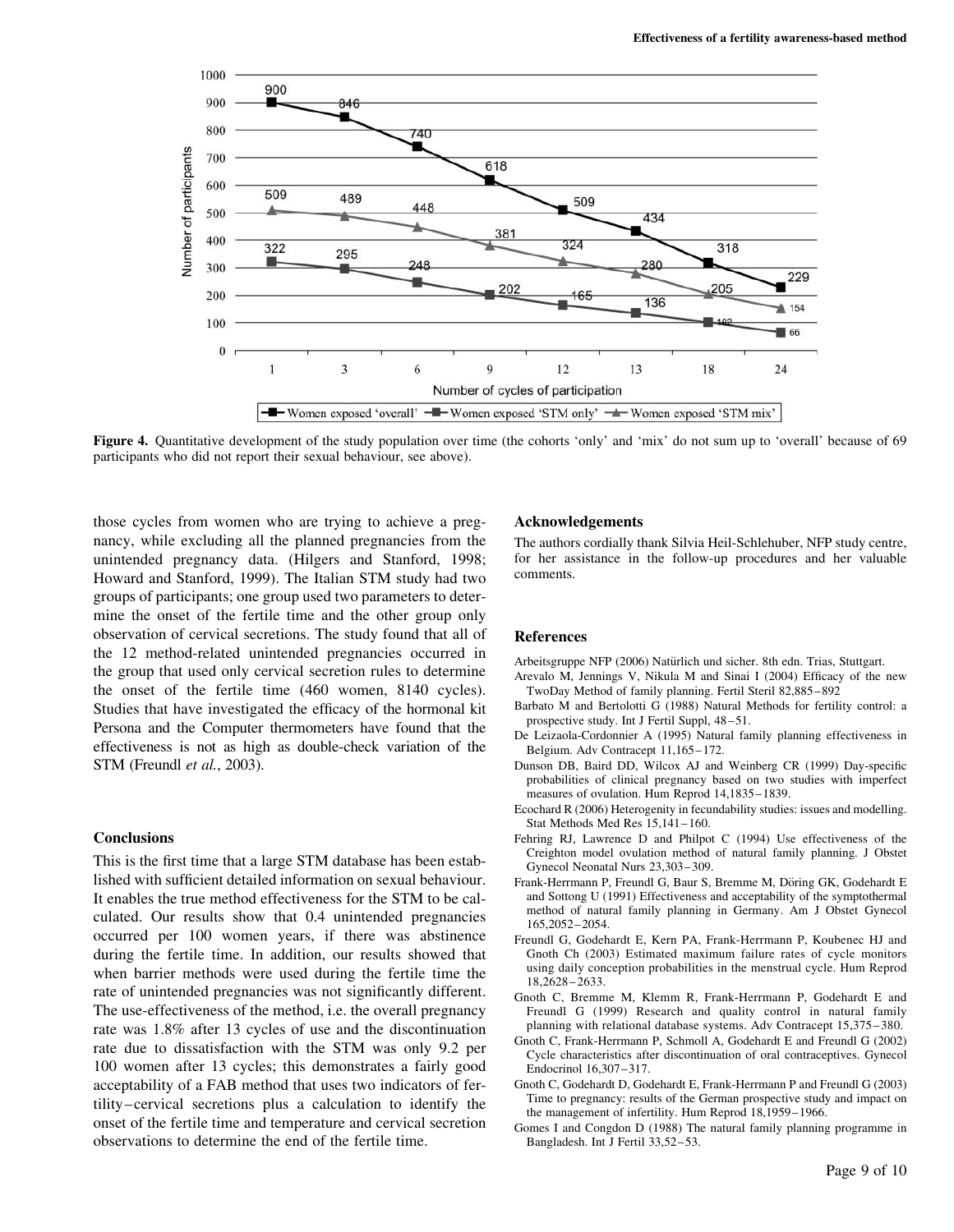Figure 4. Quantitative development of the study population over time (the cohorts 'only' and 'mix' do not sum up to 'overall' because of 69 participants who did not report their sexual behaviour, see above).

those cycles from women who are trying to achieve a pregnancy, while excluding all the planned pregnancies from the unintended pregnancy data. (Hilgers and Stanford, 1998; Howard and Stanford, 1999). The Italian STM study had two groups of participants; one group used two parameters to determine the onset of the fertile time and the other group only observation of cervical secretions. The study found that all of the 12 method-related unintended pregnancies occurred in the group that used only cervical secretion rules to determine the onset of the fertile time (460 women, 8140 cycles). Studies that have investigated the efficacy of the hormonal kit Persona and the Computer thermometers have found that the effectiveness is not as high as double-check variation of the STM (Freundl *et al.*, 2003).

## Conclusions

This is the first time that a large STM database has been established with sufficient detailed information on sexual behaviour. It enables the true method effectiveness for the STM to be calculated. Our results show that 0.4 unintended pregnancies occurred per 100 women years, if there was abstinence during the fertile time. In addition, our results showed that when barrier methods were used during the fertile time the rate of unintended pregnancies was not significantly different. The use-effectiveness of the method, i.e. the overall pregnancy rate was 1.8% after 13 cycles of use and the discontinuation rate due to dissatisfaction with the STM was only 9.2 per 100 women after 13 cycles; this demonstrates a fairly good acceptability of a FAB method that uses two indicators of fertility–cervical secretions plus a calculation to identify the onset of the fertile time and temperature and cervical secretion observations to determine the end of the fertile time.

## Acknowledgements

The authors cordially thank Silvia Heil-Schlehuber, NFP study centre, for her assistance in the follow-up procedures and her valuable comments.

## References

Arbeitsgruppe NFP (2006) Natürlich und sicher. 8th edn. Trias, Stuttgart.

Arevalo M, Jennings V, Nikula M and Sinai I (2004) Efficacy of the new TwoDay Method of family planning. Fertil Steril 82,885–892

Barbato M and Bertolotti G (1988) Natural Methods for fertility control: a prospective study. Int J Fertil Suppl, 48–51.

De Leizaola-Cordonnier A (1995) Natural family planning effectiveness in Belgium. Adv Contracept 11,165–172.

Dunson DB, Baird DD, Wilcox AJ and Weinberg CR (1999) Day-specific probabilities of clinical pregnancy based on two studies with imperfect measures of ovulation. Hum Reprod 14,1835–1839.

Ecochard R (2006) Heterogenity in fecundability studies: issues and modelling. Stat Methods Med Res 15,141–160.

Fehring RJ, Lawrence D and Philpot C (1994) Use effectiveness of the Creighton model ovulation method of natural family planning. J Obstet Gynecol Neonatal Nurs 23,303–309.

Frank-Herrmann P, Freundl G, Baur S, Bremme M, Döring GK, Godehardt E and Sottong U (1991) Effectiveness and acceptability of the symptothermal method of natural family planning in Germany. Am J Obstet Gynecol 165,2052–2054.

Freundl G, Godehardt E, Kern PA, Frank-Herrmann P, Koubenec HJ and Gnoth Ch (2003) Estimated maximum failure rates of cycle monitors using daily conception probabilities in the menstrual cycle. Hum Reprod 18,2628–2633.

Gnoth C, Bremme M, Klemm R, Frank-Herrmann P, Godehardt E and Freundl G (1999) Research and quality control in natural family planning with relational database systems. Adv Contracept 15,375–380.

Gnoth C, Frank-Herrmann P, Schmoll A, Godehardt E and Freundl G (2002) Cycle characteristics after discontinuation of oral contraceptives. Gynecol Endocrinol 16,307–317.

Gnoth C, Godehardt D, Godehardt E, Frank-Herrmann P and Freundl G (2003) Time to pregnancy: results of the German prospective study and impact on the management of infertility. Hum Reprod 18,1959–1966.

Gomes I and Congdon D (1988) The natural family planning programme in Bangladesh. Int J Fertil 33,52–53.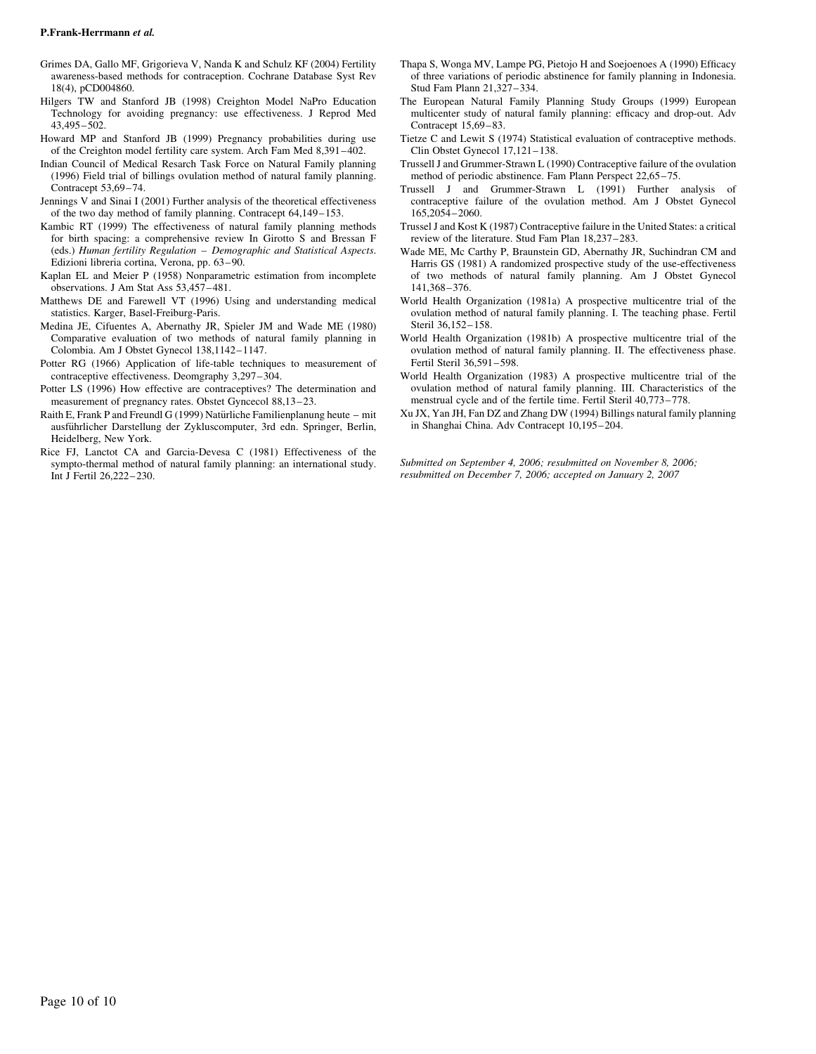Grimes DA, Gallo MF, Grigorieva V, Nanda K and Schulz KF (2004) Fertility awareness-based methods for contraception. Cochrane Database Syst Rev 18(4), pCD004860.

Hilgers TW and Stanford JB (1998) Creighton Model NaPro Education Technology for avoiding pregnancy: use effectiveness. J Reprod Med 43,495–502.

Howard MP and Stanford JB (1999) Pregnancy probabilities during use of the Creighton model fertility care system. Arch Fam Med 8,391–402.

Indian Council of Medical Resarch Task Force on Natural Family planning (1996) Field trial of billings ovulation method of natural family planning. Contracept 53,69–74.

Jennings V and Sinai I (2001) Further analysis of the theoretical effectiveness of the two day method of family planning. Contracept 64,149–153.

Kambic RT (1999) The effectiveness of natural family planning methods for birth spacing: a comprehensive review In Girotto S and Bressan F (eds.) *Human fertility Regulation – Demographic and Statistical Aspects*. Edizioni libreria cortina, Verona, pp. 63–90.

Kaplan EL and Meier P (1958) Nonparametric estimation from incomplete observations. J Am Stat Ass 53,457–481.

Matthews DE and Farewell VT (1996) Using and understanding medical statistics. Karger, Basel-Freiburg-Paris.

Medina JE, Cifuentes A, Abernathy JR, Spieler JM and Wade ME (1980) Comparative evaluation of two methods of natural family planning in Colombia. Am J Obstet Gynecol 138,1142–1147.

Potter RG (1966) Application of life-table techniques to measurement of contraceptive effectiveness. Deomgraphy 3,297–304.

Potter LS (1996) How effective are contraceptives? The determination and measurement of pregnancy rates. Obstet Gyncecol 88,13–23.

Raith E, Frank P and Freundl G (1999) Natürliche Familienplanung heute – mit ausführlicher Darstellung der Zykluscomputer, 3rd edn. Springer, Berlin, Heidelberg, New York.

Rice FJ, Lanctot CA and Garcia-Devesa C (1981) Effectiveness of the sympto-thermal method of natural family planning: an international study. Int J Fertil 26,222–230.

Thapa S, Wonga MV, Lampe PG, Pietojo H and Soejoenoes A (1990) Efficacy of three variations of periodic abstinence for family planning in Indonesia. Stud Fam Plann 21,327–334.

The European Natural Family Planning Study Groups (1999) European multicenter study of natural family planning: efficacy and drop-out. Adv Contracept 15,69–83.

Tietze C and Lewit S (1974) Statistical evaluation of contraceptive methods. Clin Obstet Gynecol 17,121–138.

Trussell J and Grummer-Strawn L (1990) Contraceptive failure of the ovulation method of periodic abstinence. Fam Plann Perspect 22,65–75.

Trussell J and Grummer-Strawn L (1991) Further analysis of contraceptive failure of the ovulation method. Am J Obstet Gynecol 165,2054–2060.

Trussel J and Kost K (1987) Contraceptive failure in the United States: a critical review of the literature. Stud Fam Plan 18,237–283.

Wade ME, Mc Carthy P, Braunstein GD, Abernathy JR, Suchindran CM and Harris GS (1981) A randomized prospective study of the use-effectiveness of two methods of natural family planning. Am J Obstet Gynecol 141,368–376.

World Health Organization (1981a) A prospective multicentre trial of the ovulation method of natural family planning. I. The teaching phase. Fertil Steril 36,152–158.

World Health Organization (1981b) A prospective multicentre trial of the ovulation method of natural family planning. II. The effectiveness phase. Fertil Steril 36,591–598.

World Health Organization (1983) A prospective multicentre trial of the ovulation method of natural family planning. III. Characteristics of the menstrual cycle and of the fertile time. Fertil Steril 40,773–778.

Xu JX, Yan JH, Fan DZ and Zhang DW (1994) Billings natural family planning in Shanghai China. Adv Contracept 10,195–204.

*Submitted on September 4, 2006; resubmitted on November 8, 2006; resubmitted on December 7, 2006; accepted on January 2, 2007*